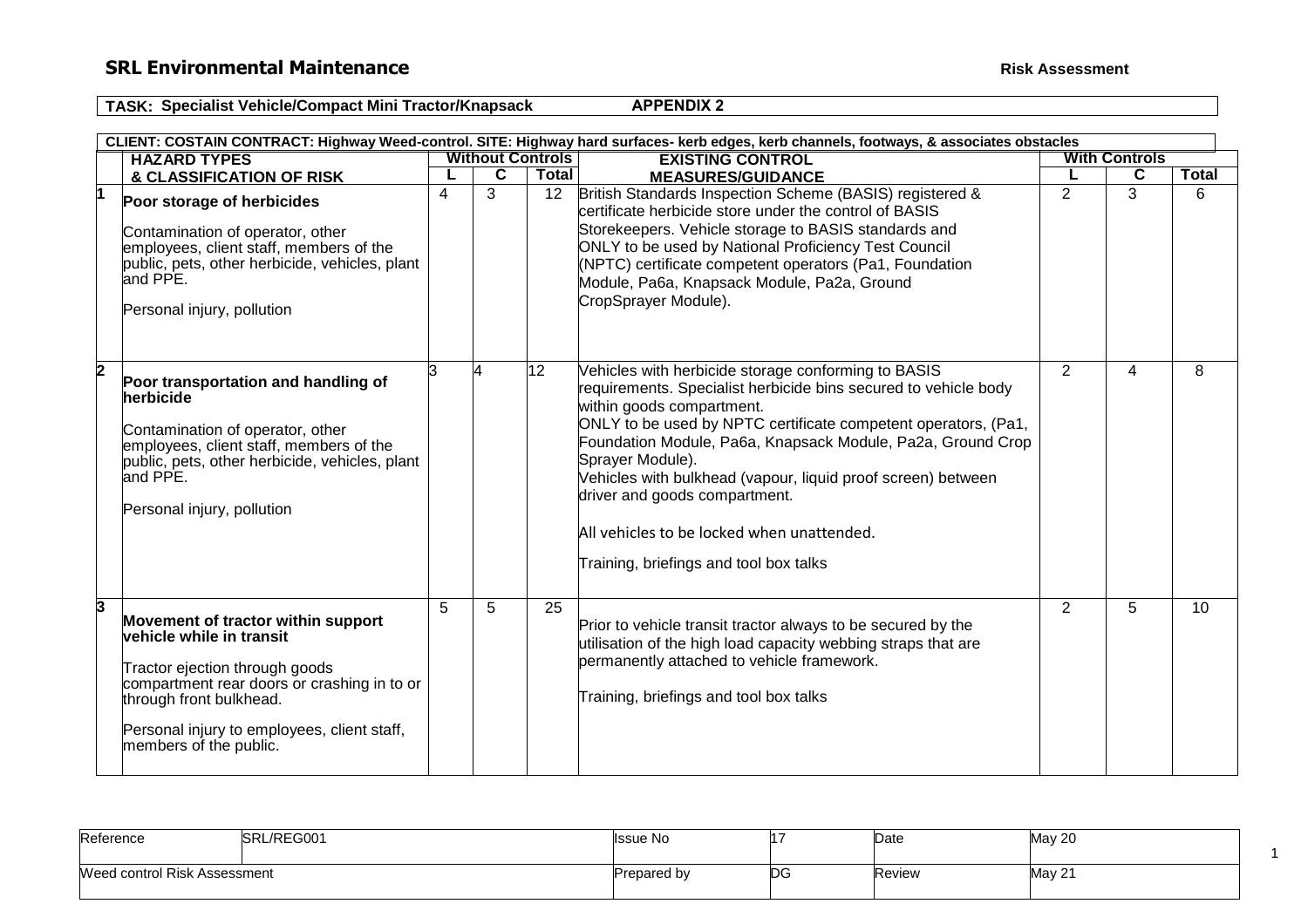## SRL Environmental Maintenance

**Risk Assessment**

**TASK: Specialist Vehicle/Compact Mini Tractor/Knapsack** **APPENDIX 2**

**CLIENT: COSTAIN CONTRACT: Highway Weed-control. SITE: Highway hard surfaces- kerb edges, kerb channels, footways, & associates obstacles**

| | HAZARD TYPES & CLASSIFICATION OF RISK | Without Controls | | | EXISTING CONTROL MEASURES/GUIDANCE | With Controls | | |
|---|---|---|---|---|---|---|---|---|
| | | L | C | Total | | L | C | Total |
| 1 | **Poor storage of herbicides**<br><br>Contamination of operator, other employees, client staff, members of the public, pets, other herbicide, vehicles, plant and PPE.<br><br>Personal injury, pollution | 4 | 3 | 12 | British Standards Inspection Scheme (BASIS) registered & certificate herbicide store under the control of BASIS Storekeepers. Vehicle storage to BASIS standards and ONLY to be used by National Proficiency Test Council (NPTC) certificate competent operators (Pa1, Foundation Module, Pa6a, Knapsack Module, Pa2a, Ground CropSprayer Module). | 2 | 3 | 6 |
| 2 | **Poor transportation and handling of herbicide**<br><br>Contamination of operator, other employees, client staff, members of the public, pets, other herbicide, vehicles, plant and PPE.<br><br>Personal injury, pollution | 3 | 4 | 12 | Vehicles with herbicide storage conforming to BASIS requirements. Specialist herbicide bins secured to vehicle body within goods compartment.<br>ONLY to be used by NPTC certificate competent operators, (Pa1, Foundation Module, Pa6a, Knapsack Module, Pa2a, Ground Crop Sprayer Module).<br>Vehicles with bulkhead (vapour, liquid proof screen) between driver and goods compartment.<br><br>All vehicles to be locked when unattended.<br><br>Training, briefings and tool box talks | 2 | 4 | 8 |
| 3 | **Movement of tractor within support vehicle while in transit**<br><br>Tractor ejection through goods compartment rear doors or crashing in to or through front bulkhead.<br><br>Personal injury to employees, client staff, members of the public. | 5 | 5 | 25 | Prior to vehicle transit tractor always to be secured by the utilisation of the high load capacity webbing straps that are permanently attached to vehicle framework.<br><br>Training, briefings and tool box talks | 2 | 5 | 10 |

| Reference | SRL/REG001 | Issue No | 17 | Date | May 20 |
|---|---|---|---|---|---|
| Weed control Risk Assessment | | Prepared by | DG | Review | May 21 |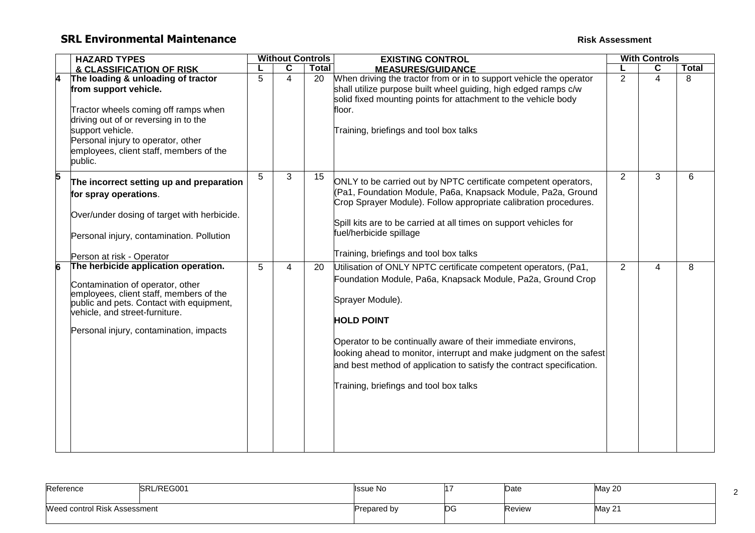## SRL Environmental Maintenance

**Risk Assessment**

| | HAZARD TYPES & CLASSIFICATION OF RISK | Without Controls | | | EXISTING CONTROL MEASURES/GUIDANCE | With Controls | | |
|---|---|---|---|---|---|---|---|---|
| | | L | C | Total | | L | C | Total |
| 4 | **The loading & unloading of tractor from support vehicle.**<br><br>Tractor wheels coming off ramps when driving out of or reversing in to the support vehicle.<br>Personal injury to operator, other employees, client staff, members of the public. | 5 | 4 | 20 | When driving the tractor from or in to support vehicle the operator shall utilize purpose built wheel guiding, high edged ramps c/w solid fixed mounting points for attachment to the vehicle body floor.<br><br>Training, briefings and tool box talks | 2 | 4 | 8 |
| 5 | **The incorrect setting up and preparation for spray operations**.<br><br>Over/under dosing of target with herbicide.<br><br>Personal injury, contamination. Pollution<br><br>Person at risk - Operator | 5 | 3 | 15 | ONLY to be carried out by NPTC certificate competent operators, (Pa1, Foundation Module, Pa6a, Knapsack Module, Pa2a, Ground Crop Sprayer Module). Follow appropriate calibration procedures.<br><br>Spill kits are to be carried at all times on support vehicles for fuel/herbicide spillage<br><br>Training, briefings and tool box talks | 2 | 3 | 6 |
| 6 | **The herbicide application operation.**<br><br>Contamination of operator, other employees, client staff, members of the public and pets. Contact with equipment, vehicle, and street-furniture.<br><br>Personal injury, contamination, impacts | 5 | 4 | 20 | Utilisation of ONLY NPTC certificate competent operators, (Pa1, Foundation Module, Pa6a, Knapsack Module, Pa2a, Ground Crop Sprayer Module).<br><br>**HOLD POINT**<br><br>Operator to be continually aware of their immediate environs, looking ahead to monitor, interrupt and make judgment on the safest and best method of application to satisfy the contract specification.<br><br>Training, briefings and tool box talks | 2 | 4 | 8 |

| Reference | SRL/REG001 | Issue No | 17 | Date | May 20 |
|---|---|---|---|---|---|
| Weed control Risk Assessment | | Prepared by | DG | Review | May 21 |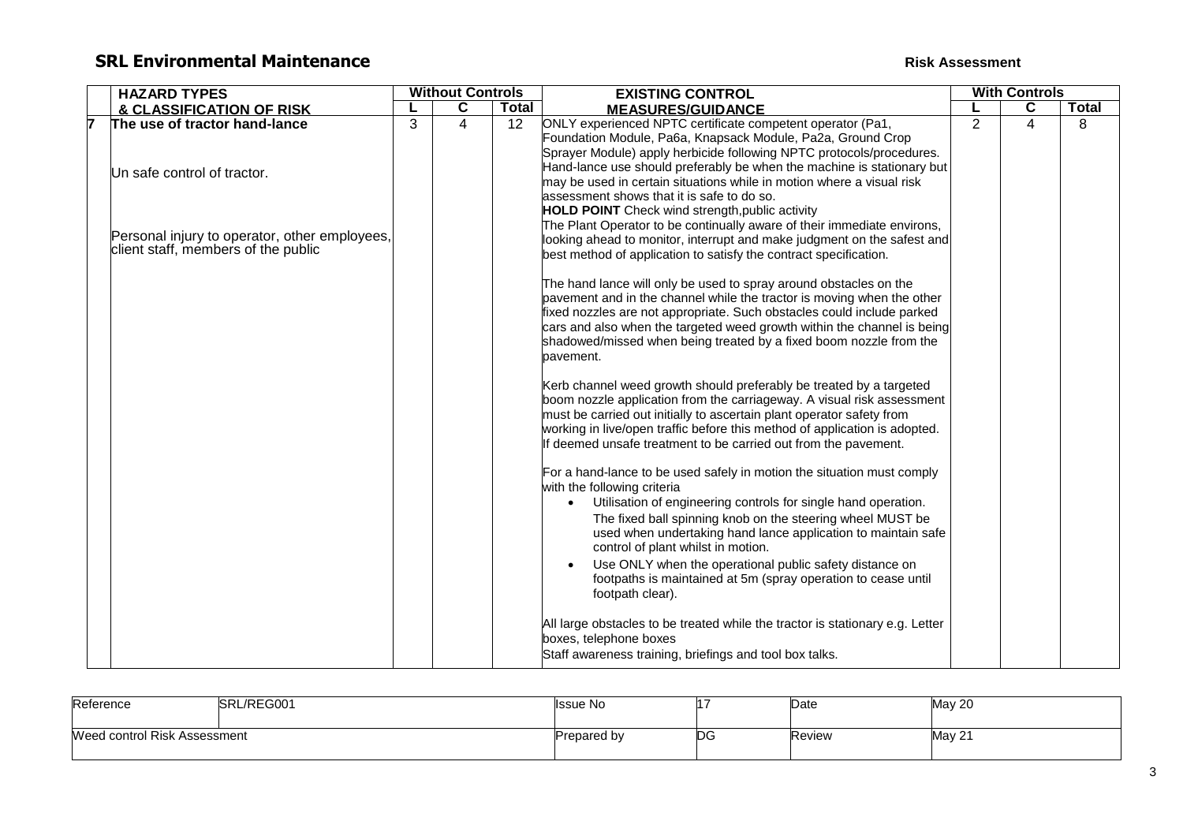## SRL Environmental Maintenance

**Risk Assessment**

| | HAZARD TYPES & CLASSIFICATION OF RISK | Without Controls | | | EXISTING CONTROL MEASURES/GUIDANCE | With Controls | | |
|---|---|---|---|---|---|---|---|---|
| | | L | C | Total | | L | C | Total |
| 7 | **The use of tractor hand-lance**<br><br>Un safe control of tractor.<br><br>Personal injury to operator, other employees, client staff, members of the public | 3 | 4 | 12 | ONLY experienced NPTC certificate competent operator (Pa1, Foundation Module, Pa6a, Knapsack Module, Pa2a, Ground Crop Sprayer Module) apply herbicide following NPTC protocols/procedures. Hand-lance use should preferably be when the machine is stationary but may be used in certain situations while in motion where a visual risk assessment shows that it is safe to do so.<br>**HOLD POINT** Check wind strength,public activity<br>The Plant Operator to be continually aware of their immediate environs, looking ahead to monitor, interrupt and make judgment on the safest and best method of application to satisfy the contract specification.<br><br>The hand lance will only be used to spray around obstacles on the pavement and in the channel while the tractor is moving when the other fixed nozzles are not appropriate. Such obstacles could include parked cars and also when the targeted weed growth within the channel is being shadowed/missed when being treated by a fixed boom nozzle from the pavement.<br><br>Kerb channel weed growth should preferably be treated by a targeted boom nozzle application from the carriageway. A visual risk assessment must be carried out initially to ascertain plant operator safety from working in live/open traffic before this method of application is adopted. If deemed unsafe treatment to be carried out from the pavement.<br><br>For a hand-lance to be used safely in motion the situation must comply with the following criteria<br>• Utilisation of engineering controls for single hand operation. The fixed ball spinning knob on the steering wheel MUST be used when undertaking hand lance application to maintain safe control of plant whilst in motion.<br>• Use ONLY when the operational public safety distance on footpaths is maintained at 5m (spray operation to cease until footpath clear).<br><br>All large obstacles to be treated while the tractor is stationary e.g. Letter boxes, telephone boxes<br>Staff awareness training, briefings and tool box talks. | 2 | 4 | 8 |

| Reference | SRL/REG001 | Issue No | 17 | Date | May 20 |
|---|---|---|---|---|---|
| Weed control Risk Assessment | | Prepared by | DG | Review | May 21 |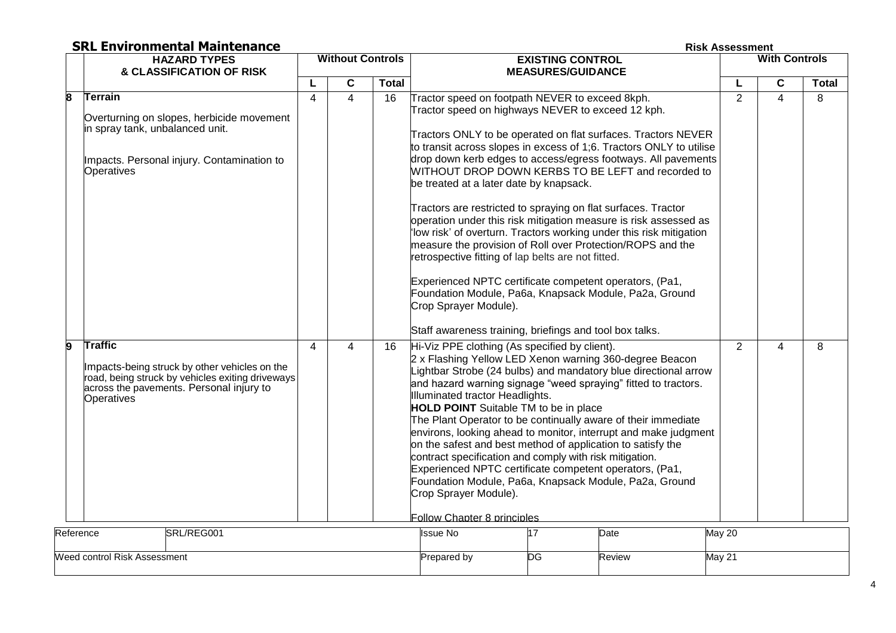**SRL Environmental Maintenance**

**Risk Assessment**

| | HAZARD TYPES & CLASSIFICATION OF RISK | Without Controls | | | EXISTING CONTROL MEASURES/GUIDANCE | With Controls | | |
|---|---|---|---|---|---|---|---|---|
| | | L | C | Total | | L | C | Total |
| 8 | **Terrain**<br><br>Overturning on slopes, herbicide movement in spray tank, unbalanced unit.<br><br>Impacts. Personal injury. Contamination to Operatives | 4 | 4 | 16 | Tractor speed on footpath NEVER to exceed 8kph.<br>Tractor speed on highways NEVER to exceed 12 kph.<br><br>Tractors ONLY to be operated on flat surfaces. Tractors NEVER to transit across slopes in excess of 1;6. Tractors ONLY to utilise drop down kerb edges to access/egress footways. All pavements WITHOUT DROP DOWN KERBS TO BE LEFT and recorded to be treated at a later date by knapsack.<br><br>Tractors are restricted to spraying on flat surfaces. Tractor operation under this risk mitigation measure is risk assessed as 'low risk' of overturn. Tractors working under this risk mitigation measure the provision of Roll over Protection/ROPS and the retrospective fitting of lap belts are not fitted.<br><br>Experienced NPTC certificate competent operators, (Pa1, Foundation Module, Pa6a, Knapsack Module, Pa2a, Ground Crop Sprayer Module).<br><br>Staff awareness training, briefings and tool box talks. | 2 | 4 | 8 |
| 9 | **Traffic**<br><br>Impacts-being struck by other vehicles on the road, being struck by vehicles exiting driveways across the pavements. Personal injury to Operatives | 4 | 4 | 16 | Hi-Viz PPE clothing (As specified by client).<br>2 x Flashing Yellow LED Xenon warning 360-degree Beacon Lightbar Strobe (24 bulbs) and mandatory blue directional arrow and hazard warning signage "weed spraying" fitted to tractors.<br>Illuminated tractor Headlights.<br>**HOLD POINT** Suitable TM to be in place<br>The Plant Operator to be continually aware of their immediate environs, looking ahead to monitor, interrupt and make judgment on the safest and best method of application to satisfy the contract specification and comply with risk mitigation.<br>Experienced NPTC certificate competent operators, (Pa1, Foundation Module, Pa6a, Knapsack Module, Pa2a, Ground Crop Sprayer Module).<br><br>Follow Chapter 8 principles | 2 | 4 | 8 |

| Reference | SRL/REG001 | Issue No | 17 | Date | May 20 |
|---|---|---|---|---|---|
| Weed control Risk Assessment | | Prepared by | DG | Review | May 21 |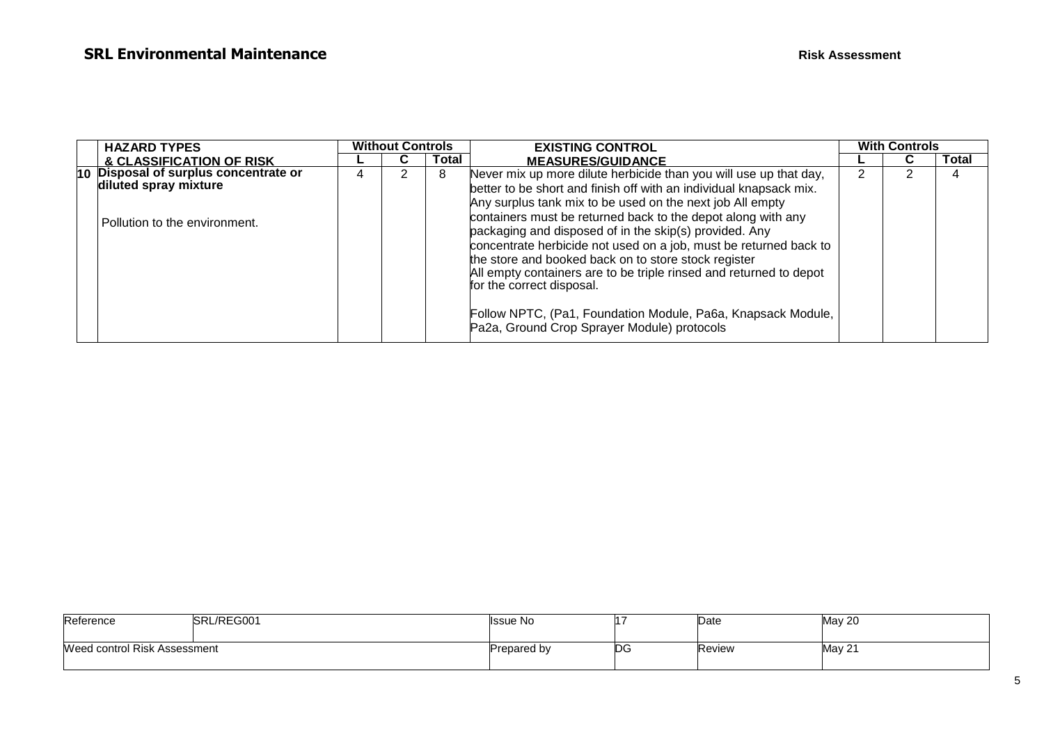| | HAZARD TYPES & CLASSIFICATION OF RISK | Without Controls | | | EXISTING CONTROL MEASURES/GUIDANCE | With Controls | | |
|---|---|---|---|---|---|---|---|---|
| | | L | C | Total | | L | C | Total |
| 10 | **Disposal of surplus concentrate or diluted spray mixture**<br><br>Pollution to the environment. | 4 | 2 | 8 | Never mix up more dilute herbicide than you will use up that day, better to be short and finish off with an individual knapsack mix. Any surplus tank mix to be used on the next job All empty containers must be returned back to the depot along with any packaging and disposed of in the skip(s) provided. Any concentrate herbicide not used on a job, must be returned back to the store and booked back on to store stock register<br>All empty containers are to be triple rinsed and returned to depot for the correct disposal.<br><br>Follow NPTC, (Pa1, Foundation Module, Pa6a, Knapsack Module, Pa2a, Ground Crop Sprayer Module) protocols | 2 | 2 | 4 |

| Reference | SRL/REG001 | Issue No | 17 | Date | May 20 |
|---|---|---|---|---|---|
| Weed control Risk Assessment | | Prepared by | DG | Review | May 21 |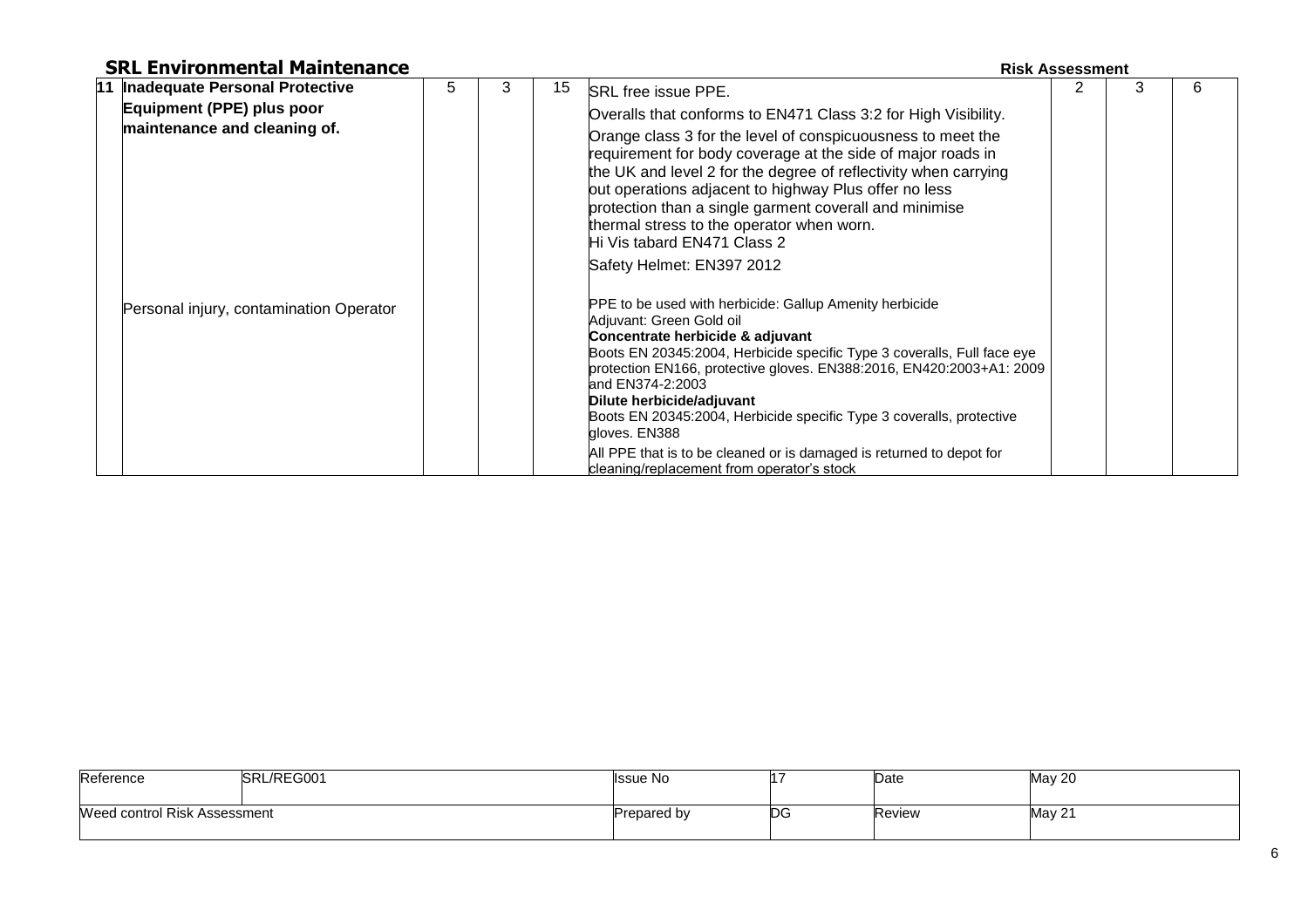**SRL Environmental Maintenance** **Risk Assessment**

| | | | | | | | | |
|---|---|---|---|---|---|---|---|---|
| 11 | **Inadequate Personal Protective Equipment (PPE) plus poor maintenance and cleaning of.**<br><br>Personal injury, contamination Operator | 5 | 3 | 15 | SRL free issue PPE.<br>Overalls that conforms to EN471 Class 3:2 for High Visibility.<br>Orange class 3 for the level of conspicuousness to meet the requirement for body coverage at the side of major roads in the UK and level 2 for the degree of reflectivity when carrying out operations adjacent to highway Plus offer no less protection than a single garment coverall and minimise thermal stress to the operator when worn.<br>Hi Vis tabard EN471 Class 2<br>Safety Helmet: EN397 2012<br><br>PPE to be used with herbicide: Gallup Amenity herbicide<br>Adjuvant: Green Gold oil<br>**Concentrate herbicide & adjuvant**<br>Boots EN 20345:2004, Herbicide specific Type 3 coveralls, Full face eye protection EN166, protective gloves. EN388:2016, EN420:2003+A1: 2009 and EN374-2:2003<br>**Dilute herbicide/adjuvant**<br>Boots EN 20345:2004, Herbicide specific Type 3 coveralls, protective gloves. EN388<br>All PPE that is to be cleaned or is damaged is returned to depot for cleaning/replacement from operator's stock | 2 | 3 | 6 |

| Reference | SRL/REG001 | Issue No | 17 | Date | May 20 |
|---|---|---|---|---|---|
| Weed control Risk Assessment | | Prepared by | DG | Review | May 21 |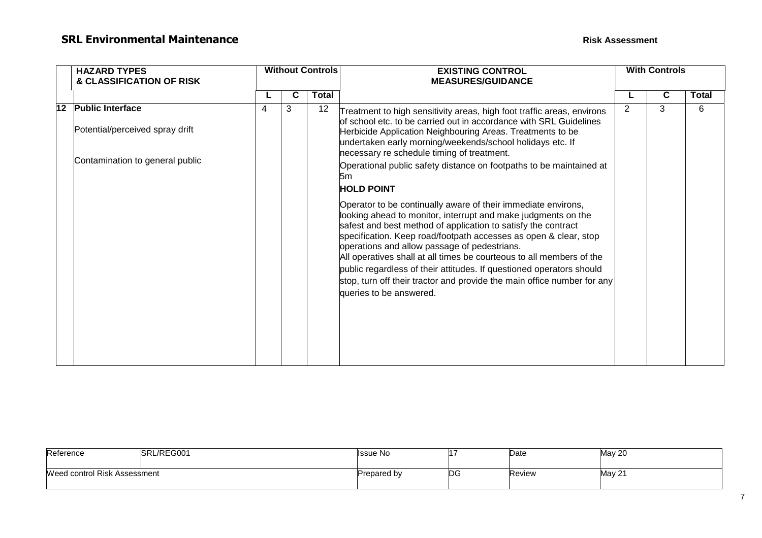**SRL Environmental Maintenance** **Risk Assessment**

| | HAZARD TYPES & CLASSIFICATION OF RISK | Without Controls | | | EXISTING CONTROL MEASURES/GUIDANCE | With Controls | | |
|---|---|---|---|---|---|---|---|---|
| | | L | C | Total | | L | C | Total |
| 12 | **Public Interface**<br><br>Potential/perceived spray drift<br><br>Contamination to general public | 4 | 3 | 12 | Treatment to high sensitivity areas, high foot traffic areas, environs of school etc. to be carried out in accordance with SRL Guidelines Herbicide Application Neighbouring Areas. Treatments to be undertaken early morning/weekends/school holidays etc. If necessary re schedule timing of treatment.<br><br>Operational public safety distance on footpaths to be maintained at 5m<br><br>**HOLD POINT**<br><br>Operator to be continually aware of their immediate environs, looking ahead to monitor, interrupt and make judgments on the safest and best method of application to satisfy the contract specification. Keep road/footpath accesses as open & clear, stop operations and allow passage of pedestrians.<br>All operatives shall at all times be courteous to all members of the public regardless of their attitudes. If questioned operators should stop, turn off their tractor and provide the main office number for any queries to be answered. | 2 | 3 | 6 |

| Reference | SRL/REG001 | Issue No | 17 | Date | May 20 |
|---|---|---|---|---|---|
| Weed control Risk Assessment | | Prepared by | DG | Review | May 21 |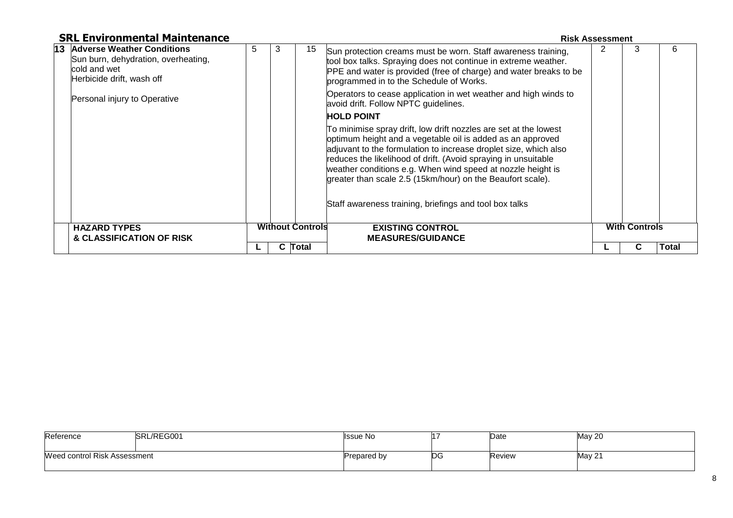**SRL Environmental Maintenance** **Risk Assessment**

| No. | HAZARD TYPES & CLASSIFICATION OF RISK | Without Controls L | Without Controls C | Without Controls Total | EXISTING CONTROL MEASURES/GUIDANCE | With Controls L | With Controls C | With Controls Total |
|---|---|---|---|---|---|---|---|---|
| 13 | **Adverse Weather Conditions**<br>Sun burn, dehydration, overheating, cold and wet<br>Herbicide drift, wash off<br><br>Personal injury to Operative | 5 | 3 | 15 | Sun protection creams must be worn. Staff awareness training, tool box talks. Spraying does not continue in extreme weather. PPE and water is provided (free of charge) and water breaks to be programmed in to the Schedule of Works.<br><br>Operators to cease application in wet weather and high winds to avoid drift. Follow NPTC guidelines.<br><br>**HOLD POINT**<br><br>To minimise spray drift, low drift nozzles are set at the lowest optimum height and a vegetable oil is added as an approved adjuvant to the formulation to increase droplet size, which also reduces the likelihood of drift. (Avoid spraying in unsuitable weather conditions e.g. When wind speed at nozzle height is greater than scale 2.5 (15km/hour) on the Beaufort scale).<br><br>Staff awareness training, briefings and tool box talks | 2 | 3 | 6 |

| Reference | SRL/REG001 | Issue No | 17 | Date | May 20 |
|---|---|---|---|---|---|
| Weed control Risk Assessment | | Prepared by | DG | Review | May 21 |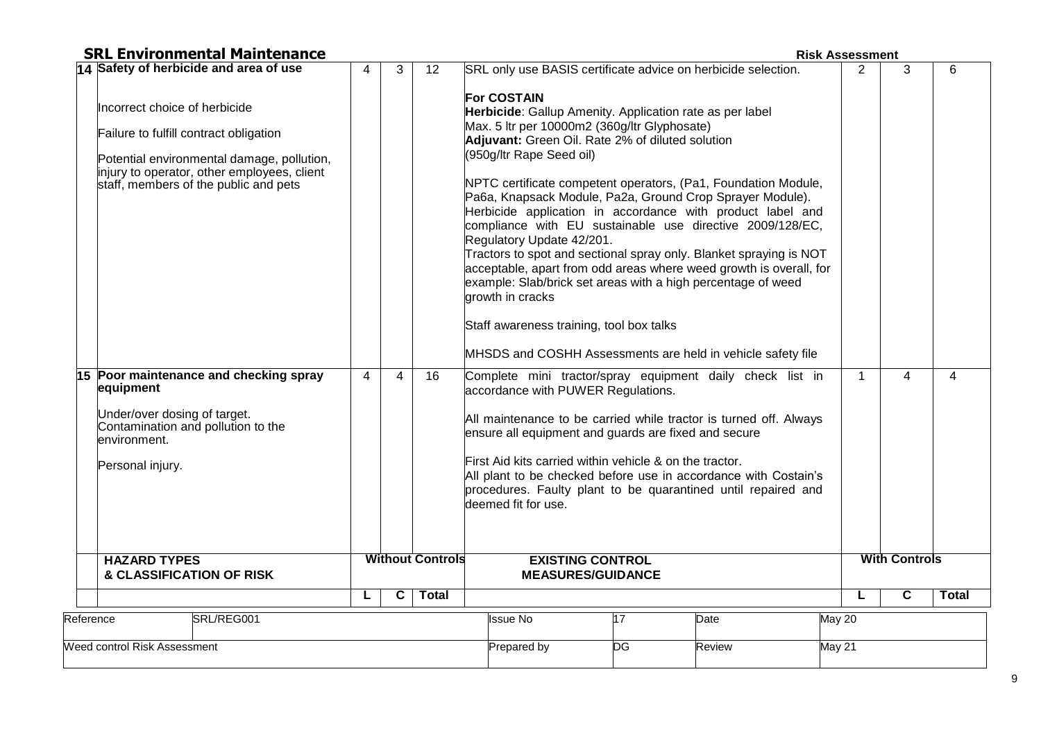**SRL Environmental Maintenance** — Risk Assessment

| | HAZARD TYPES & CLASSIFICATION OF RISK | Without Controls L | C | Total | EXISTING CONTROL MEASURES/GUIDANCE | With Controls L | C | Total |
|---|---|---|---|---|---|---|---|---|
| 14 | **Safety of herbicide and area of use**<br><br>Incorrect choice of herbicide<br><br>Failure to fulfill contract obligation<br><br>Potential environmental damage, pollution, injury to operator, other employees, client staff, members of the public and pets | 4 | 3 | 12 | SRL only use BASIS certificate advice on herbicide selection.<br><br>**For COSTAIN**<br>**Herbicide**: Gallup Amenity. Application rate as per label<br>Max. 5 ltr per 10000m2 (360g/ltr Glyphosate)<br>**Adjuvant:** Green Oil. Rate 2% of diluted solution<br>(950g/ltr Rape Seed oil)<br><br>NPTC certificate competent operators, (Pa1, Foundation Module, Pa6a, Knapsack Module, Pa2a, Ground Crop Sprayer Module).<br>Herbicide application in accordance with product label and compliance with EU sustainable use directive 2009/128/EC, Regulatory Update 42/201.<br>Tractors to spot and sectional spray only. Blanket spraying is NOT acceptable, apart from odd areas where weed growth is overall, for example: Slab/brick set areas with a high percentage of weed growth in cracks<br><br>Staff awareness training, tool box talks<br><br>MHSDS and COSHH Assessments are held in vehicle safety file | 2 | 3 | 6 |
| 15 | **Poor maintenance and checking spray equipment**<br><br>Under/over dosing of target.<br>Contamination and pollution to the environment.<br><br>Personal injury. | 4 | 4 | 16 | Complete mini tractor/spray equipment daily check list in accordance with PUWER Regulations.<br><br>All maintenance to be carried while tractor is turned off. Always ensure all equipment and guards are fixed and secure<br><br>First Aid kits carried within vehicle & on the tractor.<br>All plant to be checked before use in accordance with Costain's procedures. Faulty plant to be quarantined until repaired and deemed fit for use. | 1 | 4 | 4 |

| Reference | SRL/REG001 | Issue No | 17 | Date | May 20 |
|---|---|---|---|---|---|
| Weed control Risk Assessment | | Prepared by | DG | Review | May 21 |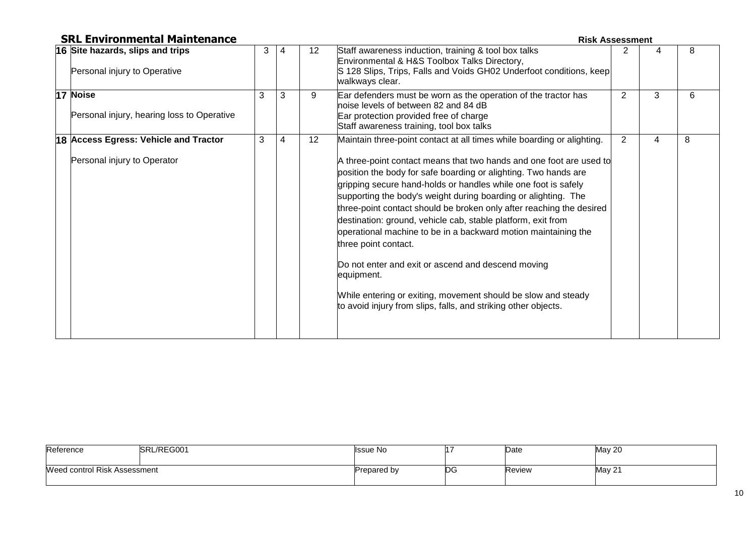## SRL Environmental Maintenance

**Risk Assessment**

| | Hazard / Risk | | | | Control Measures | | | |
|---|---|---|---|---|---|---|---|---|
| 16 | **Site hazards, slips and trips**<br><br>Personal injury to Operative | 3 | 4 | 12 | Staff awareness induction, training & tool box talks<br>Environmental & H&S Toolbox Talks Directory,<br>S 128 Slips, Trips, Falls and Voids GH02 Underfoot conditions, keep walkways clear. | 2 | 4 | 8 |
| 17 | **Noise**<br><br>Personal injury, hearing loss to Operative | 3 | 3 | 9 | Ear defenders must be worn as the operation of the tractor has noise levels of between 82 and 84 dB<br>Ear protection provided free of charge<br>Staff awareness training, tool box talks | 2 | 3 | 6 |
| 18 | **Access Egress: Vehicle and Tractor**<br><br>Personal injury to Operator | 3 | 4 | 12 | Maintain three-point contact at all times while boarding or alighting.<br><br>A three-point contact means that two hands and one foot are used to position the body for safe boarding or alighting. Two hands are gripping secure hand-holds or handles while one foot is safely supporting the body's weight during boarding or alighting. The three-point contact should be broken only after reaching the desired destination: ground, vehicle cab, stable platform, exit from operational machine to be in a backward motion maintaining the three point contact.<br><br>Do not enter and exit or ascend and descend moving equipment.<br><br>While entering or exiting, movement should be slow and steady to avoid injury from slips, falls, and striking other objects. | 2 | 4 | 8 |

| Reference | SRL/REG001 | Issue No | 17 | Date | May 20 |
|---|---|---|---|---|---|
| Weed control Risk Assessment | | Prepared by | DG | Review | May 21 |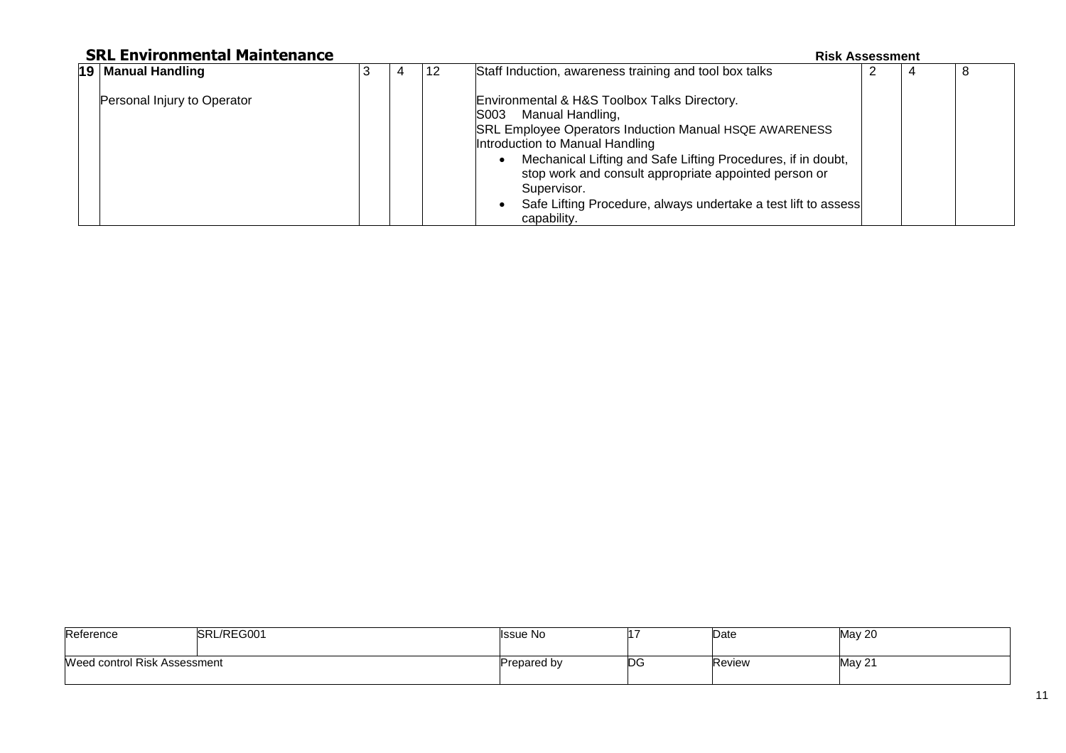| | | | | | | | | |
|---|---|---|---|---|---|---|---|---|
| **19** | **Manual Handling**<br><br>Personal Injury to Operator | 3 | 4 | 12 | Staff Induction, awareness training and tool box talks<br><br>Environmental & H&S Toolbox Talks Directory.<br>S003 Manual Handling,<br>SRL Employee Operators Induction Manual HSQE AWARENESS<br>Introduction to Manual Handling<br>• Mechanical Lifting and Safe Lifting Procedures, if in doubt, stop work and consult appropriate appointed person or Supervisor.<br>• Safe Lifting Procedure, always undertake a test lift to assess capability. | 2 | 4 | 8 |